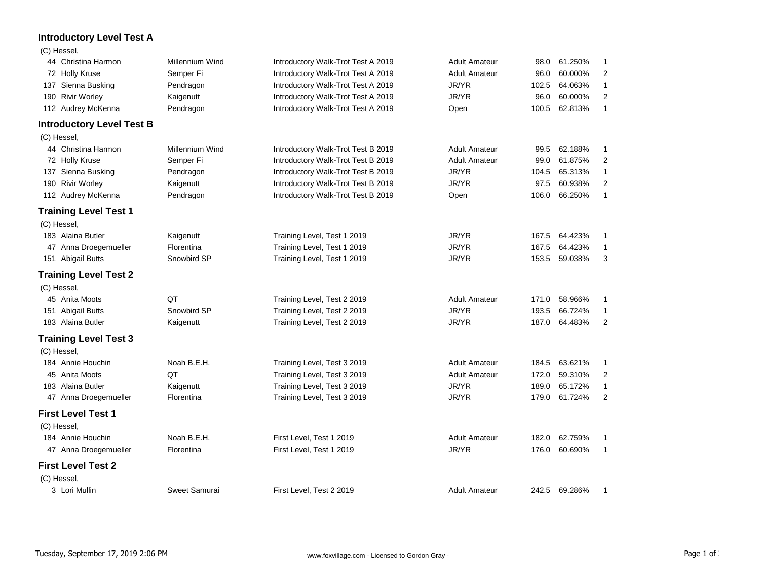## Introductory Level Test A

(C) Hessel,

| No. | Rider | Horse | Test | Division | Score | Percent | Place |
|---|---|---|---|---|---|---|---|
| 44 | Christina Harmon | Millennium Wind | Introductory Walk-Trot Test A 2019 | Adult Amateur | 98.0 | 61.250% | 1 |
| 72 | Holly Kruse | Semper Fi | Introductory Walk-Trot Test A 2019 | Adult Amateur | 96.0 | 60.000% | 2 |
| 137 | Sienna Busking | Pendragon | Introductory Walk-Trot Test A 2019 | JR/YR | 102.5 | 64.063% | 1 |
| 190 | Rivir Worley | Kaigenutt | Introductory Walk-Trot Test A 2019 | JR/YR | 96.0 | 60.000% | 2 |
| 112 | Audrey McKenna | Pendragon | Introductory Walk-Trot Test A 2019 | Open | 100.5 | 62.813% | 1 |

## Introductory Level Test B

(C) Hessel,

| No. | Rider | Horse | Test | Division | Score | Percent | Place |
|---|---|---|---|---|---|---|---|
| 44 | Christina Harmon | Millennium Wind | Introductory Walk-Trot Test B 2019 | Adult Amateur | 99.5 | 62.188% | 1 |
| 72 | Holly Kruse | Semper Fi | Introductory Walk-Trot Test B 2019 | Adult Amateur | 99.0 | 61.875% | 2 |
| 137 | Sienna Busking | Pendragon | Introductory Walk-Trot Test B 2019 | JR/YR | 104.5 | 65.313% | 1 |
| 190 | Rivir Worley | Kaigenutt | Introductory Walk-Trot Test B 2019 | JR/YR | 97.5 | 60.938% | 2 |
| 112 | Audrey McKenna | Pendragon | Introductory Walk-Trot Test B 2019 | Open | 106.0 | 66.250% | 1 |

## Training Level Test 1

(C) Hessel,

| No. | Rider | Horse | Test | Division | Score | Percent | Place |
|---|---|---|---|---|---|---|---|
| 183 | Alaina Butler | Kaigenutt | Training Level, Test 1 2019 | JR/YR | 167.5 | 64.423% | 1 |
| 47 | Anna Droegemueller | Florentina | Training Level, Test 1 2019 | JR/YR | 167.5 | 64.423% | 1 |
| 151 | Abigail Butts | Snowbird SP | Training Level, Test 1 2019 | JR/YR | 153.5 | 59.038% | 3 |

## Training Level Test 2

(C) Hessel,

| No. | Rider | Horse | Test | Division | Score | Percent | Place |
|---|---|---|---|---|---|---|---|
| 45 | Anita Moots | QT | Training Level, Test 2 2019 | Adult Amateur | 171.0 | 58.966% | 1 |
| 151 | Abigail Butts | Snowbird SP | Training Level, Test 2 2019 | JR/YR | 193.5 | 66.724% | 1 |
| 183 | Alaina Butler | Kaigenutt | Training Level, Test 2 2019 | JR/YR | 187.0 | 64.483% | 2 |

## Training Level Test 3

(C) Hessel,

| No. | Rider | Horse | Test | Division | Score | Percent | Place |
|---|---|---|---|---|---|---|---|
| 184 | Annie Houchin | Noah B.E.H. | Training Level, Test 3 2019 | Adult Amateur | 184.5 | 63.621% | 1 |
| 45 | Anita Moots | QT | Training Level, Test 3 2019 | Adult Amateur | 172.0 | 59.310% | 2 |
| 183 | Alaina Butler | Kaigenutt | Training Level, Test 3 2019 | JR/YR | 189.0 | 65.172% | 1 |
| 47 | Anna Droegemueller | Florentina | Training Level, Test 3 2019 | JR/YR | 179.0 | 61.724% | 2 |

## First Level Test 1

(C) Hessel,

| No. | Rider | Horse | Test | Division | Score | Percent | Place |
|---|---|---|---|---|---|---|---|
| 184 | Annie Houchin | Noah B.E.H. | First Level, Test 1 2019 | Adult Amateur | 182.0 | 62.759% | 1 |
| 47 | Anna Droegemueller | Florentina | First Level, Test 1 2019 | JR/YR | 176.0 | 60.690% | 1 |

## First Level Test 2

(C) Hessel,

| No. | Rider | Horse | Test | Division | Score | Percent | Place |
|---|---|---|---|---|---|---|---|
| 3 | Lori Mullin | Sweet Samurai | First Level, Test 2 2019 | Adult Amateur | 242.5 | 69.286% | 1 |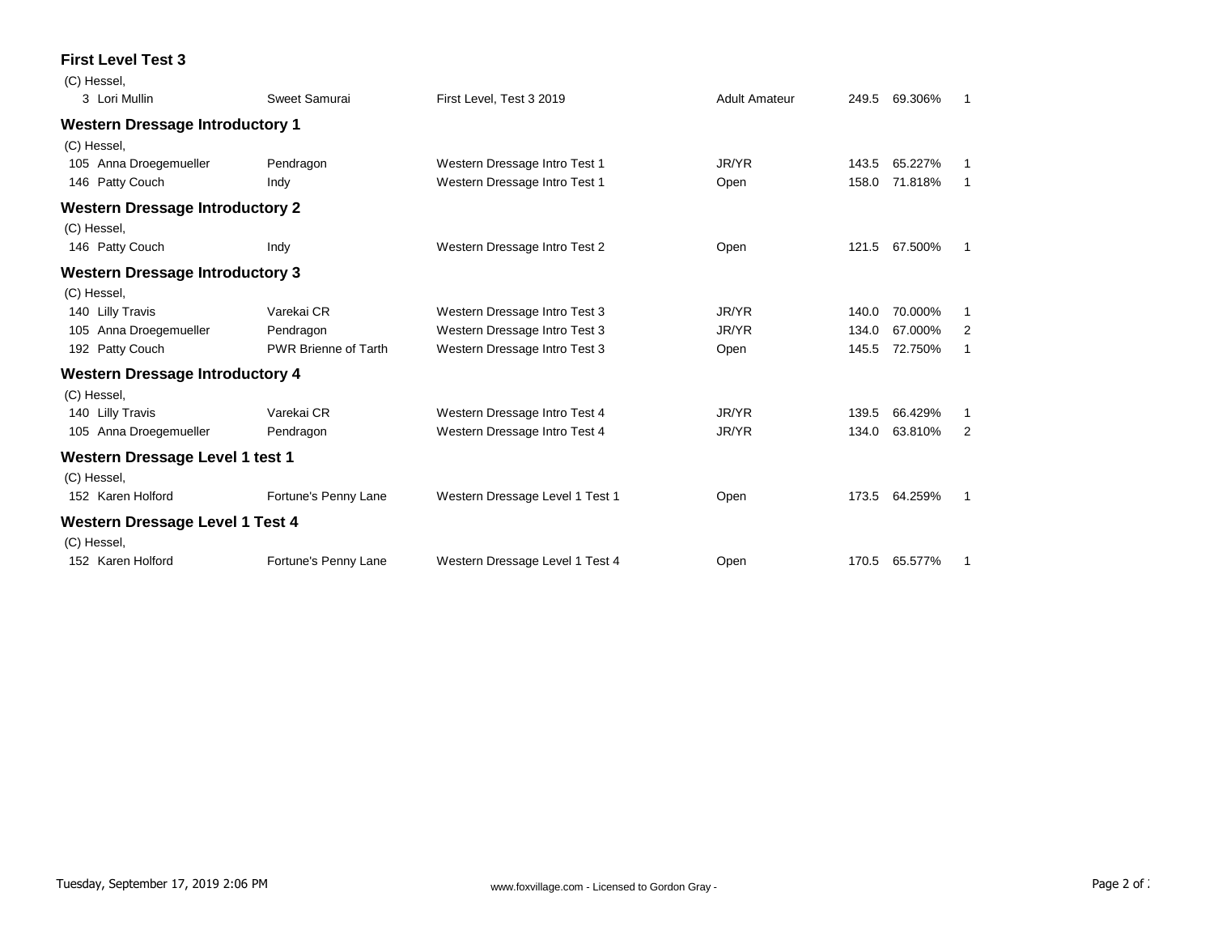## First Level Test 3

(C) Hessel,

| | | | | | | | |
|---|---|---|---|---|---|---|---|
| 3 | Lori Mullin | Sweet Samurai | First Level, Test 3 2019 | Adult Amateur | 249.5 | 69.306% | 1 |

## Western Dressage Introductory 1

(C) Hessel,

| | | | | | | | |
|---|---|---|---|---|---|---|---|
| 105 | Anna Droegemueller | Pendragon | Western Dressage Intro Test 1 | JR/YR | 143.5 | 65.227% | 1 |
| 146 | Patty Couch | Indy | Western Dressage Intro Test 1 | Open | 158.0 | 71.818% | 1 |

## Western Dressage Introductory 2

(C) Hessel,

| | | | | | | | |
|---|---|---|---|---|---|---|---|
| 146 | Patty Couch | Indy | Western Dressage Intro Test 2 | Open | 121.5 | 67.500% | 1 |

## Western Dressage Introductory 3

(C) Hessel,

| | | | | | | | |
|---|---|---|---|---|---|---|---|
| 140 | Lilly Travis | Varekai CR | Western Dressage Intro Test 3 | JR/YR | 140.0 | 70.000% | 1 |
| 105 | Anna Droegemueller | Pendragon | Western Dressage Intro Test 3 | JR/YR | 134.0 | 67.000% | 2 |
| 192 | Patty Couch | PWR Brienne of Tarth | Western Dressage Intro Test 3 | Open | 145.5 | 72.750% | 1 |

## Western Dressage Introductory 4

(C) Hessel,

| | | | | | | | |
|---|---|---|---|---|---|---|---|
| 140 | Lilly Travis | Varekai CR | Western Dressage Intro Test 4 | JR/YR | 139.5 | 66.429% | 1 |
| 105 | Anna Droegemueller | Pendragon | Western Dressage Intro Test 4 | JR/YR | 134.0 | 63.810% | 2 |

## Western Dressage Level 1 test 1

(C) Hessel,

| | | | | | | | |
|---|---|---|---|---|---|---|---|
| 152 | Karen Holford | Fortune's Penny Lane | Western Dressage Level 1 Test 1 | Open | 173.5 | 64.259% | 1 |

## Western Dressage Level 1 Test 4

(C) Hessel,

| | | | | | | | |
|---|---|---|---|---|---|---|---|
| 152 | Karen Holford | Fortune's Penny Lane | Western Dressage Level 1 Test 4 | Open | 170.5 | 65.577% | 1 |

Tuesday, September 17, 2019 2:06 PM

www.foxvillage.com - Licensed to Gordon Gray -